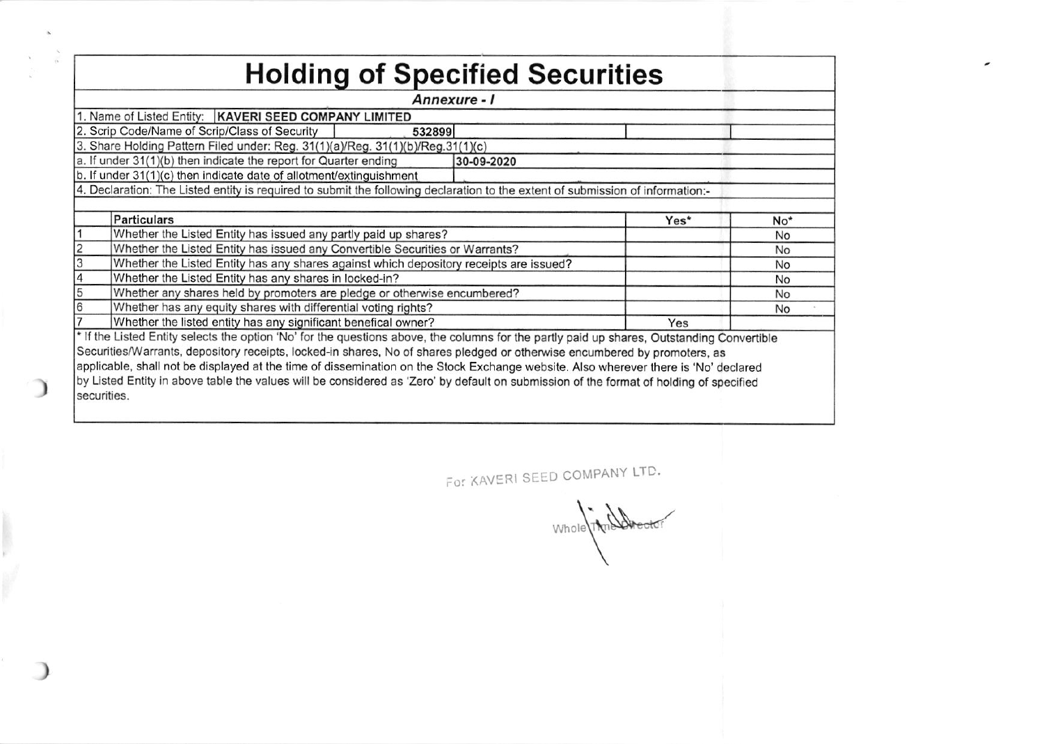# Holding of Specified Securities

***Annexure - I***

1. Name of Listed Entity: **KAVERI SEED COMPANY LIMITED**

2. Scrip Code/Name of Scrip/Class of Security: 532899

3. Share Holding Pattern Filed under: Reg. 31(1)(a)/Reg. 31(1)(b)/Reg.31(1)(c)

a. If under 31(1)(b) then indicate the report for Quarter ending: 30-09-2020

b. If under 31(1)(c) then indicate date of allotment/extinguishment

4. Declaration: The Listed entity is required to submit the following declaration to the extent of submission of information:-

| | Particulars | Yes* | No* |
|---|---|---|---|
| 1 | Whether the Listed Entity has issued any partly paid up shares? | | No |
| 2 | Whether the Listed Entity has issued any Convertible Securities or Warrants? | | No |
| 3 | Whether the Listed Entity has any shares against which depository receipts are issued? | | No |
| 4 | Whether the Listed Entity has any shares in locked-in? | | No |
| 5 | Whether any shares held by promoters are pledge or otherwise encumbered? | | No |
| 6 | Whether has any equity shares with differential voting rights? | | No |
| 7 | Whether the listed entity has any significant benefical owner? | Yes | |

* If the Listed Entity selects the option 'No' for the questions above, the columns for the partly paid up shares, Outstanding Convertible Securities/Warrants, depository receipts, locked-in shares, No of shares pledged or otherwise encumbered by promoters, as applicable, shall not be displayed at the time of dissemination on the Stock Exchange website. Also wherever there is 'No' declared by Listed Entity in above table the values will be considered as 'Zero' by default on submission of the format of holding of specified securities.

For KAVERI SEED COMPANY LTD.

Whole Time Director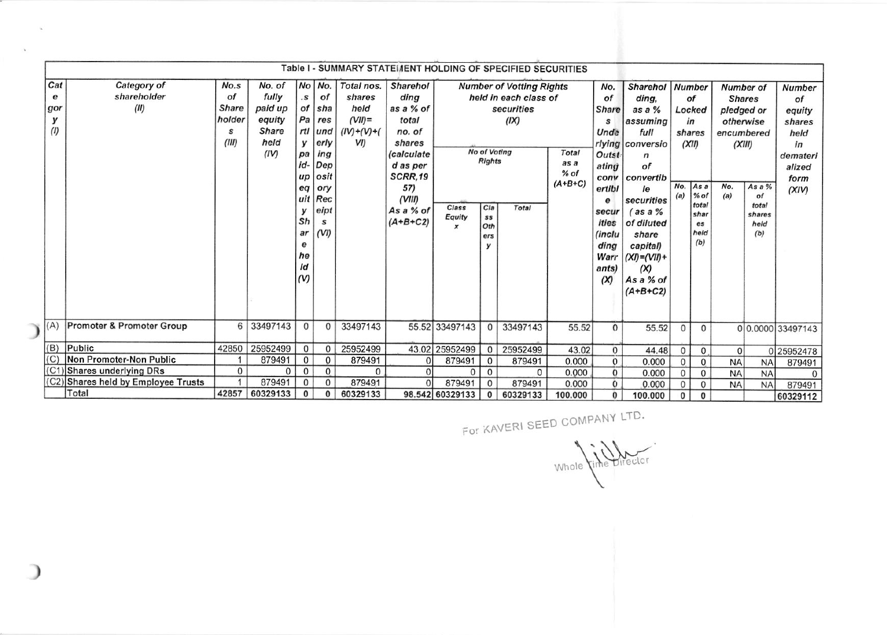# Table I - SUMMARY STATEMENT HOLDING OF SPECIFIED SECURITIES

| Category (I) | Category of shareholder (II) | No.s of Shareholders (III) | No. of fully paid up equity Share held (IV) | No. of Partly paid-up equity Share held (V) | No. of shares underlying Depository Receipts (VI) | Total nos. shares held (VII)=(IV)+(V)+(VI) | Shareholding as a % of total no. of shares (calculated as per SCRR,1957) (VIII) As a % of (A+B+C2) | Number of Votting Rights held in each class of securities (IX) | | | | No. of Shares Underlying Outstating convertible securities (including Warrants) (X) | Shareholding, as a % assuming full conversion of convertible securities ( as a % of diluted share capital) (XI)=(VII)+(X) As a % of (A+B+C2) | Number of Locked in shares (XII) | | Number of Shares pledged or otherwise encumbered (XIII) | | Number of equity shares held in dematerialized form (XIV) |
|---|---|---|---|---|---|---|---|---|---|---|---|---|---|---|---|---|---|---|
| | | | | | | | | No of Voting Rights | | | Total as a % of (A+B+C) | | | No. (a) | As a % of total shares held (b) | No. (a) | As a % of total shares held (b) | |
| | | | | | | | | Class Equity x | Class Others y | Total | | | | | | | | |
| (A) | Promoter & Promoter Group | 6 | 33497143 | 0 | 0 | 33497143 | 55.52 | 33497143 | 0 | 33497143 | 55.52 | 0 | 55.52 | 0 | 0 | 0 | 0.0000 | 33497143 |
| (B) | Public | 42850 | 25952499 | 0 | 0 | 25952499 | 43.02 | 25952499 | 0 | 25952499 | 43.02 | 0 | 44.48 | 0 | 0 | 0 | 0 | 25952478 |
| (C) | Non Promoter-Non Public | 1 | 879491 | 0 | 0 | 879491 | 0 | 879491 | 0 | 879491 | 0.000 | 0 | 0.000 | 0 | 0 | NA | NA | 879491 |
| (C1) | Shares underlying DRs | 0 | 0 | 0 | 0 | 0 | 0 | 0 | 0 | 0 | 0.000 | 0 | 0.000 | 0 | 0 | NA | NA | 0 |
| (C2) | Shares held by Employee Trusts | 1 | 879491 | 0 | 0 | 879491 | 0 | 879491 | 0 | 879491 | 0.000 | 0 | 0.000 | 0 | 0 | NA | NA | 879491 |
| | Total | 42857 | 60329133 | 0 | 0 | 60329133 | 98.542 | 60329133 | 0 | 60329133 | 100.000 | 0 | 100.000 | 0 | 0 | | | 60329112 |

For KAVERI SEED COMPANY LTD.

Whole Time Director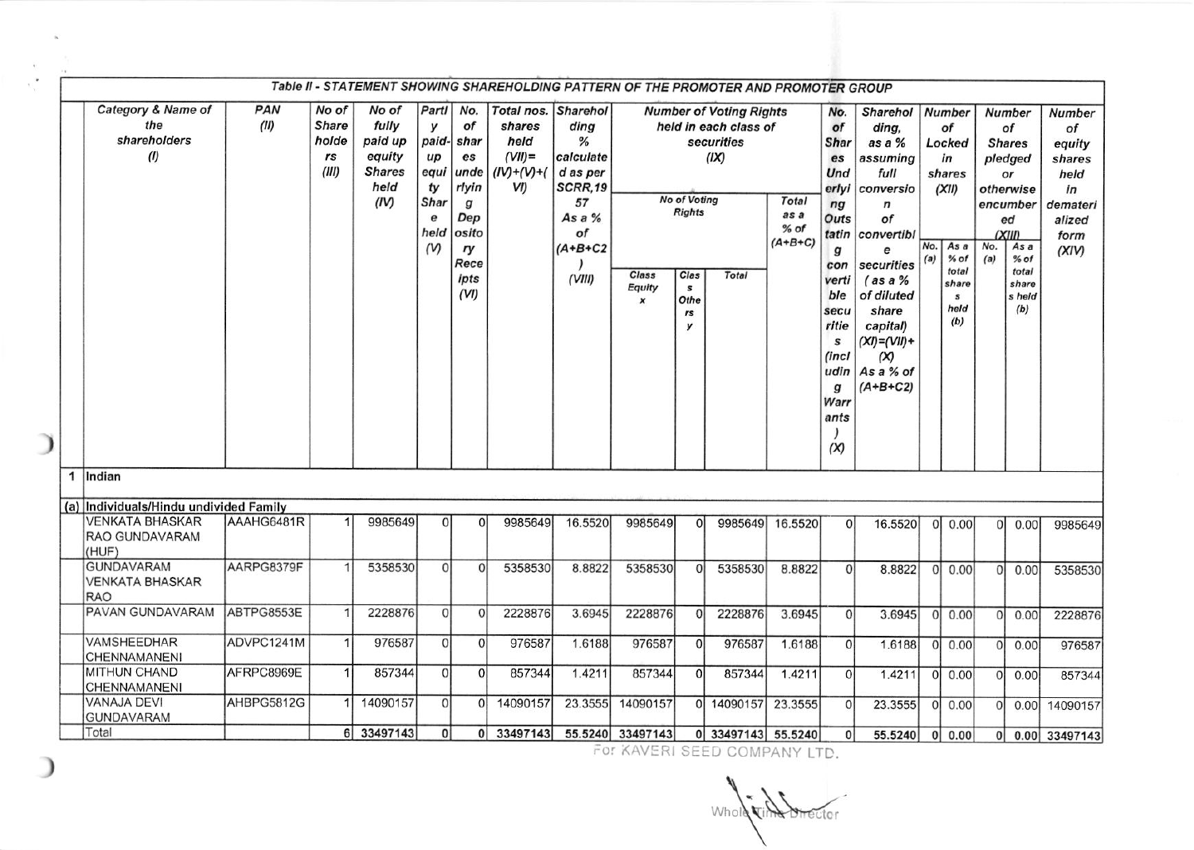**Table II - STATEMENT SHOWING SHAREHOLDING PATTERN OF THE PROMOTER AND PROMOTER GROUP**

| | Category & Name of the shareholders (I) | PAN (II) | No of Shareholders (III) | No of fully paid up equity Shares held (IV) | Partly paid-up equity Share held (V) | No. of shares underlying Depository Receipts (VI) | Total nos. shares held (VII)=(IV)+(V)+(VI) | Shareholding % calculated as per SCRR,1957 As a % of (A+B+C2) (VIII) | Number of Voting Rights held in each class of securities (IX) | | | | No. of Shares Underlying Outstanding convertible securities (including Warrants) (X) | Shareholding, as a % assuming full conversion of convertible securities (as a % of diluted share capital) (XI)=(VII)+(X) As a % of (A+B+C2) | Number of Locked in shares (XII) | | Number of Shares pledged or otherwise encumbered (XIII) | | Number of equity shares held in dematerialized form (XIV) |
|---|---|---|---|---|---|---|---|---|---|---|---|---|---|---|---|---|---|---|---|
| | | | | | | | | | No of Voting Rights | | | Total as a % of (A+B+C) | | | No. (a) | As a % of total shares held (b) | No. (a) | As a % of total shares held (b) | |
| | | | | | | | | | Class Equity x | Class Others y | Total | | | | | | | | |
| 1 | Indian | | | | | | | | | | | | | | | | | | |
| (a) | Individuals/Hindu undivided Family | | | | | | | | | | | | | | | | | | |
| | VENKATA BHASKAR RAO GUNDAVARAM (HUF) | AAAHG6481R | 1 | 9985649 | 0 | 0 | 9985649 | 16.5520 | 9985649 | 0 | 9985649 | 16.5520 | 0 | 16.5520 | 0 | 0.00 | 0 | 0.00 | 9985649 |
| | GUNDAVARAM VENKATA BHASKAR RAO | AARPG8379F | 1 | 5358530 | 0 | 0 | 5358530 | 8.8822 | 5358530 | 0 | 5358530 | 8.8822 | 0 | 8.8822 | 0 | 0.00 | 0 | 0.00 | 5358530 |
| | PAVAN GUNDAVARAM | ABTPG8553E | 1 | 2228876 | 0 | 0 | 2228876 | 3.6945 | 2228876 | 0 | 2228876 | 3.6945 | 0 | 3.6945 | 0 | 0.00 | 0 | 0.00 | 2228876 |
| | VAMSHEEDHAR CHENNAMANENI | ADVPC1241M | 1 | 976587 | 0 | 0 | 976587 | 1.6188 | 976587 | 0 | 976587 | 1.6188 | 0 | 1.6188 | 0 | 0.00 | 0 | 0.00 | 976587 |
| | MITHUN CHAND CHENNAMANENI | AFRPC8969E | 1 | 857344 | 0 | 0 | 857344 | 1.4211 | 857344 | 0 | 857344 | 1.4211 | 0 | 1.4211 | 0 | 0.00 | 0 | 0.00 | 857344 |
| | VANAJA DEVI GUNDAVARAM | AHBPG5812G | 1 | 14090157 | 0 | 0 | 14090157 | 23.3555 | 14090157 | 0 | 14090157 | 23.3555 | 0 | 23.3555 | 0 | 0.00 | 0 | 0.00 | 14090157 |
| | Total | | 6 | 33497143 | 0 | 0 | 33497143 | 55.5240 | 33497143 | 0 | 33497143 | 55.5240 | 0 | 55.5240 | 0 | 0.00 | 0 | 0.00 | 33497143 |

For KAVERI SEED COMPANY LTD.

Whole Time Director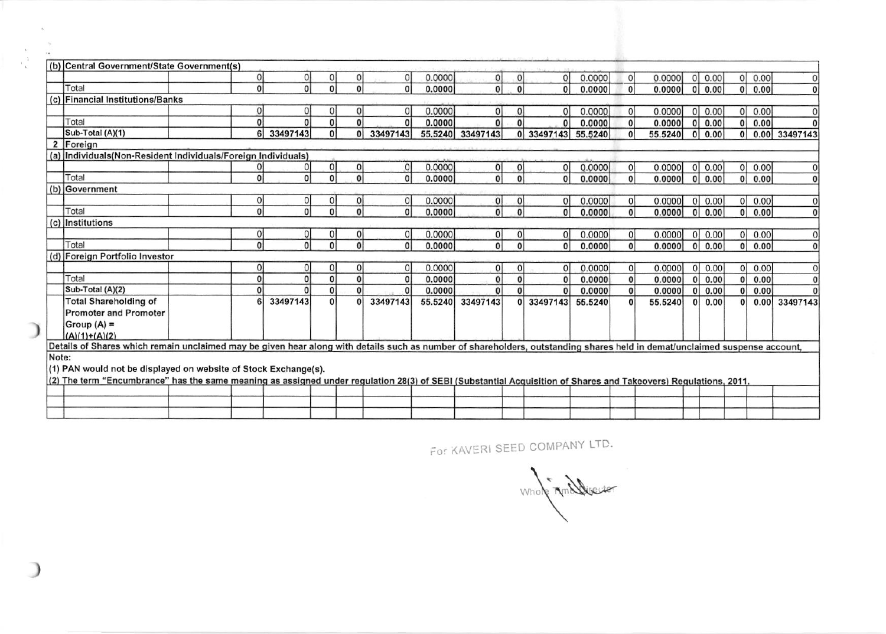| | | | | | | | | | | | | | | | | | | | |
|---|---|---|---|---|---|---|---|---|---|---|---|---|---|---|---|---|---|---|---|
| (b) | Central Government/State Government(s) | | | | | | | | | | | | | | | | | | |
| | | | 0 | 0 | 0 | 0 | 0 | 0.0000 | 0 | 0 | 0 | 0.0000 | 0 | 0.0000 | 0 | 0.00 | 0 | 0.00 | 0 |
| | Total | | 0 | 0 | 0 | 0 | 0 | 0.0000 | 0 | 0 | 0 | 0.0000 | 0 | 0.0000 | 0 | 0.00 | 0 | 0.00 | 0 |
| (c) | Financial Institutions/Banks | | | | | | | | | | | | | | | | | | |
| | | | 0 | 0 | 0 | 0 | 0 | 0.0000 | 0 | 0 | 0 | 0.0000 | 0 | 0.0000 | 0 | 0.00 | 0 | 0.00 | 0 |
| | Total | | 0 | 0 | 0 | 0 | 0 | 0.0000 | 0 | 0 | 0 | 0.0000 | 0 | 0.0000 | 0 | 0.00 | 0 | 0.00 | 0 |
| | Sub-Total (A)(1) | | 6 | 33497143 | 0 | 0 | 33497143 | 55.5240 | 33497143 | 0 | 33497143 | 55.5240 | 0 | 55.5240 | 0 | 0.00 | 0 | 0.00 | 33497143 |
| 2 | Foreign | | | | | | | | | | | | | | | | | | |
| (a) | Individuals(Non-Resident Individuals/Foreign Individuals) | | | | | | | | | | | | | | | | | | |
| | | | 0 | 0 | 0 | 0 | 0 | 0.0000 | 0 | 0 | 0 | 0.0000 | 0 | 0.0000 | 0 | 0.00 | 0 | 0.00 | 0 |
| | Total | | 0 | 0 | 0 | 0 | 0 | 0.0000 | 0 | 0 | 0 | 0.0000 | 0 | 0.0000 | 0 | 0.00 | 0 | 0.00 | 0 |
| (b) | Government | | | | | | | | | | | | | | | | | | |
| | | | 0 | 0 | 0 | 0 | 0 | 0.0000 | 0 | 0 | 0 | 0.0000 | 0 | 0.0000 | 0 | 0.00 | 0 | 0.00 | 0 |
| | Total | | 0 | 0 | 0 | 0 | 0 | 0.0000 | 0 | 0 | 0 | 0.0000 | 0 | 0.0000 | 0 | 0.00 | 0 | 0.00 | 0 |
| (c) | Institutions | | | | | | | | | | | | | | | | | | |
| | | | 0 | 0 | 0 | 0 | 0 | 0.0000 | 0 | 0 | 0 | 0.0000 | 0 | 0.0000 | 0 | 0.00 | 0 | 0.00 | 0 |
| | Total | | 0 | 0 | 0 | 0 | 0 | 0.0000 | 0 | 0 | 0 | 0.0000 | 0 | 0.0000 | 0 | 0.00 | 0 | 0.00 | 0 |
| (d) | Foreign Portfolio Investor | | | | | | | | | | | | | | | | | | |
| | | | 0 | 0 | 0 | 0 | 0 | 0.0000 | 0 | 0 | 0 | 0.0000 | 0 | 0.0000 | 0 | 0.00 | 0 | 0.00 | 0 |
| | Total | | 0 | 0 | 0 | 0 | 0 | 0.0000 | 0 | 0 | 0 | 0.0000 | 0 | 0.0000 | 0 | 0.00 | 0 | 0.00 | 0 |
| | Sub-Total (A)(2) | | 0 | 0 | 0 | 0 | 0 | 0.0000 | 0 | 0 | 0 | 0.0000 | 0 | 0.0000 | 0 | 0.00 | 0 | 0.00 | 0 |
| | Total Shareholding of Promoter and Promoter Group (A) = (A)(1)+(A)(2) | | 6 | 33497143 | 0 | 0 | 33497143 | 55.5240 | 33497143 | 0 | 33497143 | 55.5240 | 0 | 55.5240 | 0 | 0.00 | 0 | 0.00 | 33497143 |

Details of Shares which remain unclaimed may be given hear along with details such as number of shareholders, outstanding shares held in demat/unclaimed suspense account,

Note:

(1) PAN would not be displayed on website of Stock Exchange(s).

(2) The term "Encumbrance" has the same meaning as assigned under regulation 28(3) of SEBI (Substantial Acquisition of Shares and Takeovers) Regulations, 2011.

For KAVERI SEED COMPANY LTD.

Whole Time Director